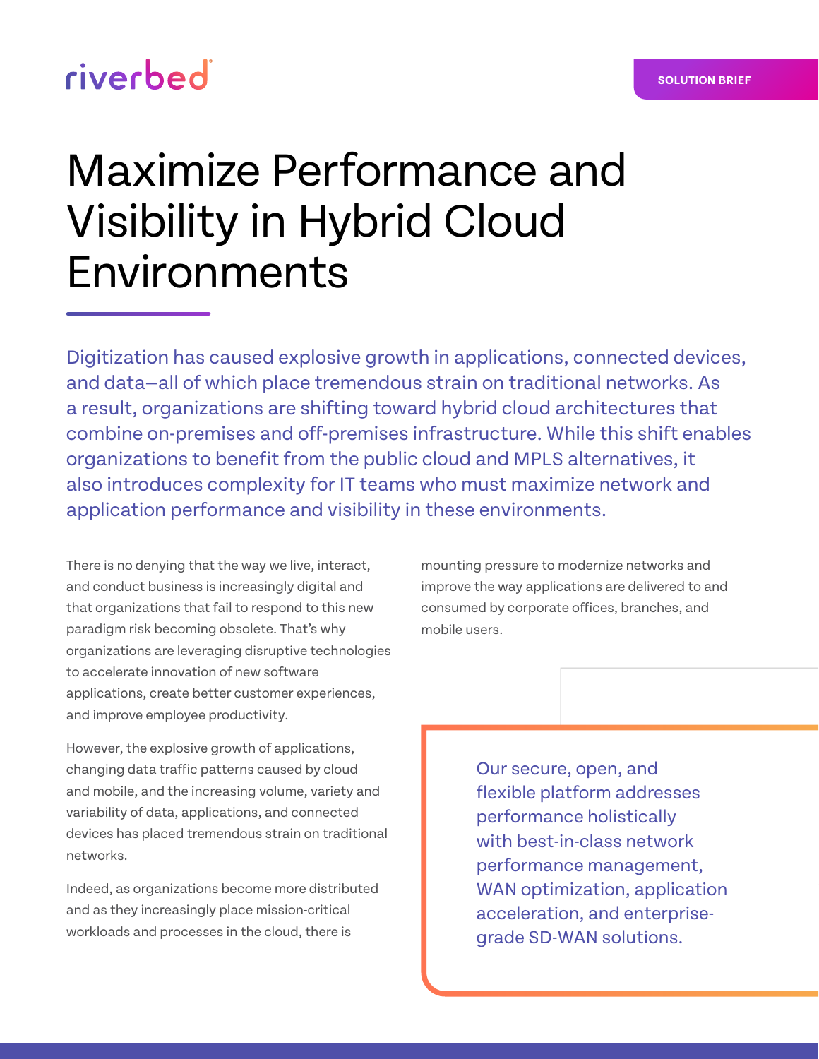riverbed

SOLUTION BRIEF

# Maximize Performance and Visibility in Hybrid Cloud Environments

Digitization has caused explosive growth in applications, connected devices, and data—all of which place tremendous strain on traditional networks. As a result, organizations are shifting toward hybrid cloud architectures that combine on-premises and off-premises infrastructure. While this shift enables organizations to benefit from the public cloud and MPLS alternatives, it also introduces complexity for IT teams who must maximize network and application performance and visibility in these environments.

There is no denying that the way we live, interact, and conduct business is increasingly digital and that organizations that fail to respond to this new paradigm risk becoming obsolete. That's why organizations are leveraging disruptive technologies to accelerate innovation of new software applications, create better customer experiences, and improve employee productivity.

However, the explosive growth of applications, changing data traffic patterns caused by cloud and mobile, and the increasing volume, variety and variability of data, applications, and connected devices has placed tremendous strain on traditional networks.

Indeed, as organizations become more distributed and as they increasingly place mission-critical workloads and processes in the cloud, there is mounting pressure to modernize networks and improve the way applications are delivered to and consumed by corporate offices, branches, and mobile users.

> Our secure, open, and flexible platform addresses performance holistically with best-in-class network performance management, WAN optimization, application acceleration, and enterprise-grade SD-WAN solutions.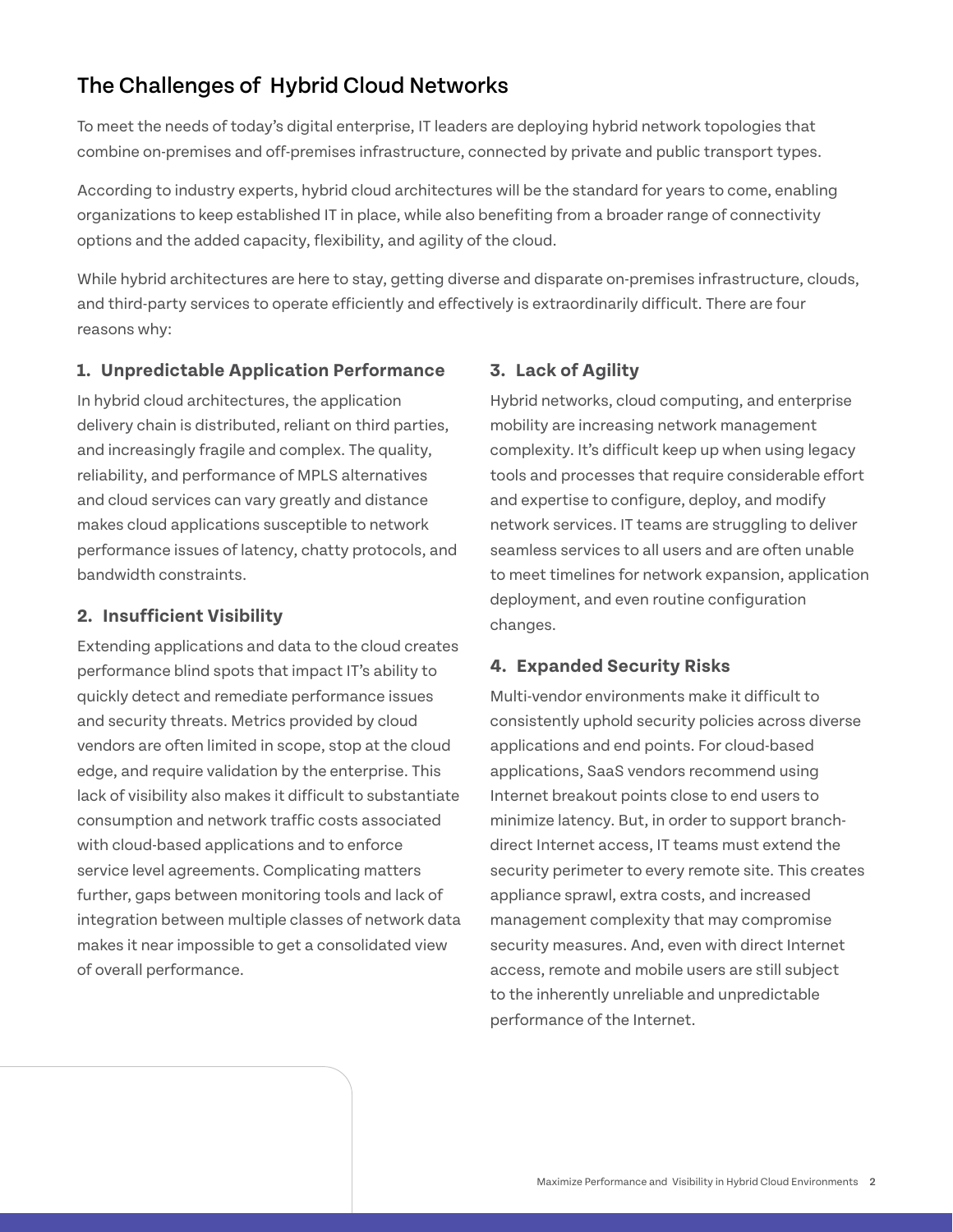## The Challenges of Hybrid Cloud Networks

To meet the needs of today's digital enterprise, IT leaders are deploying hybrid network topologies that combine on-premises and off-premises infrastructure, connected by private and public transport types.

According to industry experts, hybrid cloud architectures will be the standard for years to come, enabling organizations to keep established IT in place, while also benefiting from a broader range of connectivity options and the added capacity, flexibility, and agility of the cloud.

While hybrid architectures are here to stay, getting diverse and disparate on-premises infrastructure, clouds, and third-party services to operate efficiently and effectively is extraordinarily difficult. There are four reasons why:

### 1. Unpredictable Application Performance

In hybrid cloud architectures, the application delivery chain is distributed, reliant on third parties, and increasingly fragile and complex. The quality, reliability, and performance of MPLS alternatives and cloud services can vary greatly and distance makes cloud applications susceptible to network performance issues of latency, chatty protocols, and bandwidth constraints.

### 2. Insufficient Visibility

Extending applications and data to the cloud creates performance blind spots that impact IT's ability to quickly detect and remediate performance issues and security threats. Metrics provided by cloud vendors are often limited in scope, stop at the cloud edge, and require validation by the enterprise. This lack of visibility also makes it difficult to substantiate consumption and network traffic costs associated with cloud-based applications and to enforce service level agreements. Complicating matters further, gaps between monitoring tools and lack of integration between multiple classes of network data makes it near impossible to get a consolidated view of overall performance.

### 3. Lack of Agility

Hybrid networks, cloud computing, and enterprise mobility are increasing network management complexity. It's difficult keep up when using legacy tools and processes that require considerable effort and expertise to configure, deploy, and modify network services. IT teams are struggling to deliver seamless services to all users and are often unable to meet timelines for network expansion, application deployment, and even routine configuration changes.

### 4. Expanded Security Risks

Multi-vendor environments make it difficult to consistently uphold security policies across diverse applications and end points. For cloud-based applications, SaaS vendors recommend using Internet breakout points close to end users to minimize latency. But, in order to support branch-direct Internet access, IT teams must extend the security perimeter to every remote site. This creates appliance sprawl, extra costs, and increased management complexity that may compromise security measures. And, even with direct Internet access, remote and mobile users are still subject to the inherently unreliable and unpredictable performance of the Internet.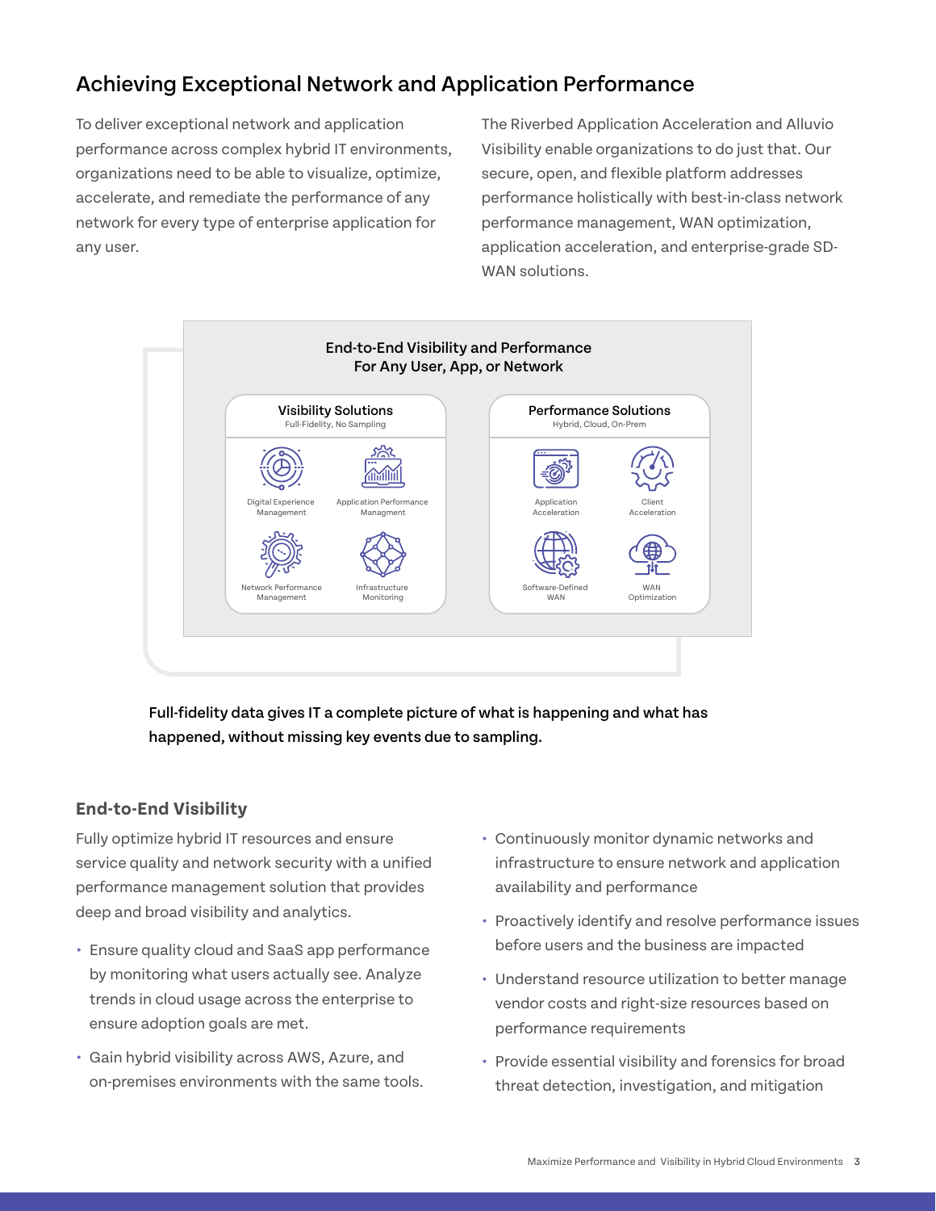## Achieving Exceptional Network and Application Performance

To deliver exceptional network and application performance across complex hybrid IT environments, organizations need to be able to visualize, optimize, accelerate, and remediate the performance of any network for every type of enterprise application for any user.

The Riverbed Application Acceleration and Alluvio Visibility enable organizations to do just that. Our secure, open, and flexible platform addresses performance holistically with best-in-class network performance management, WAN optimization, application acceleration, and enterprise-grade SD-WAN solutions.

**End-to-End Visibility and Performance For Any User, App, or Network**

**Visibility Solutions**
Full-Fidelity, No Sampling

- Digital Experience Management
- Application Performance Managment
- Network Performance Management
- Infrastructure Monitoring

**Performance Solutions**
Hybrid, Cloud, On-Prem

- Application Acceleration
- Client Acceleration
- Software-Defined WAN
- WAN Optimization

**Full-fidelity data gives IT a complete picture of what is happening and what has happened, without missing key events due to sampling.**

### End-to-End Visibility

Fully optimize hybrid IT resources and ensure service quality and network security with a unified performance management solution that provides deep and broad visibility and analytics.

- Ensure quality cloud and SaaS app performance by monitoring what users actually see. Analyze trends in cloud usage across the enterprise to ensure adoption goals are met.
- Gain hybrid visibility across AWS, Azure, and on-premises environments with the same tools.
- Continuously monitor dynamic networks and infrastructure to ensure network and application availability and performance
- Proactively identify and resolve performance issues before users and the business are impacted
- Understand resource utilization to better manage vendor costs and right-size resources based on performance requirements
- Provide essential visibility and forensics for broad threat detection, investigation, and mitigation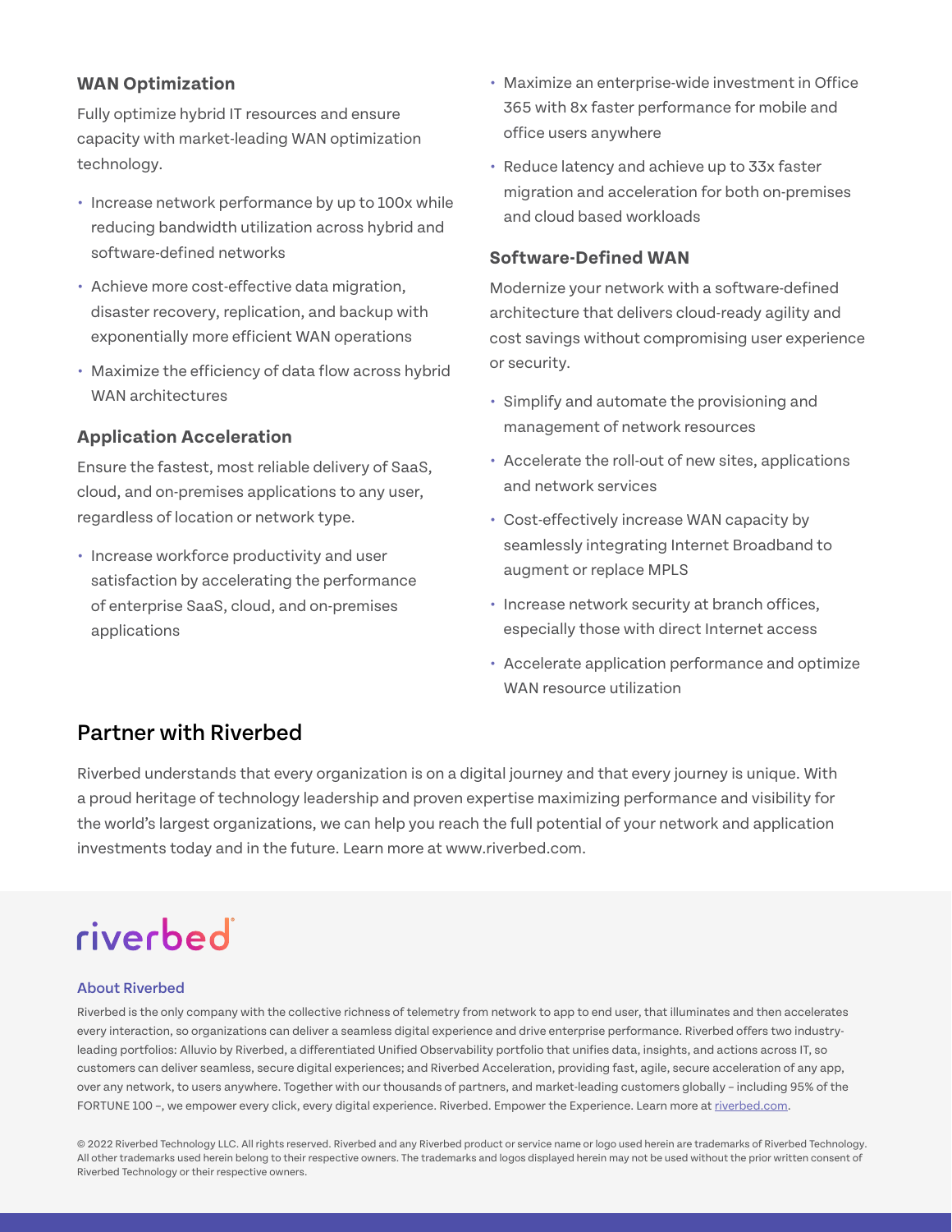### WAN Optimization

Fully optimize hybrid IT resources and ensure capacity with market-leading WAN optimization technology.

- Increase network performance by up to 100x while reducing bandwidth utilization across hybrid and software-defined networks
- Achieve more cost-effective data migration, disaster recovery, replication, and backup with exponentially more efficient WAN operations
- Maximize the efficiency of data flow across hybrid WAN architectures

### Application Acceleration

Ensure the fastest, most reliable delivery of SaaS, cloud, and on-premises applications to any user, regardless of location or network type.

- Increase workforce productivity and user satisfaction by accelerating the performance of enterprise SaaS, cloud, and on-premises applications
- Maximize an enterprise-wide investment in Office 365 with 8x faster performance for mobile and office users anywhere
- Reduce latency and achieve up to 33x faster migration and acceleration for both on-premises and cloud based workloads

### Software-Defined WAN

Modernize your network with a software-defined architecture that delivers cloud-ready agility and cost savings without compromising user experience or security.

- Simplify and automate the provisioning and management of network resources
- Accelerate the roll-out of new sites, applications and network services
- Cost-effectively increase WAN capacity by seamlessly integrating Internet Broadband to augment or replace MPLS
- Increase network security at branch offices, especially those with direct Internet access
- Accelerate application performance and optimize WAN resource utilization

## Partner with Riverbed

Riverbed understands that every organization is on a digital journey and that every journey is unique. With a proud heritage of technology leadership and proven expertise maximizing performance and visibility for the world's largest organizations, we can help you reach the full potential of your network and application investments today and in the future. Learn more at www.riverbed.com.

riverbed

#### About Riverbed

Riverbed is the only company with the collective richness of telemetry from network to app to end user, that illuminates and then accelerates every interaction, so organizations can deliver a seamless digital experience and drive enterprise performance. Riverbed offers two industry-leading portfolios: Alluvio by Riverbed, a differentiated Unified Observability portfolio that unifies data, insights, and actions across IT, so customers can deliver seamless, secure digital experiences; and Riverbed Acceleration, providing fast, agile, secure acceleration of any app, over any network, to users anywhere. Together with our thousands of partners, and market-leading customers globally – including 95% of the FORTUNE 100 –, we empower every click, every digital experience. Riverbed. Empower the Experience. Learn more at riverbed.com.

© 2022 Riverbed Technology LLC. All rights reserved. Riverbed and any Riverbed product or service name or logo used herein are trademarks of Riverbed Technology. All other trademarks used herein belong to their respective owners. The trademarks and logos displayed herein may not be used without the prior written consent of Riverbed Technology or their respective owners.